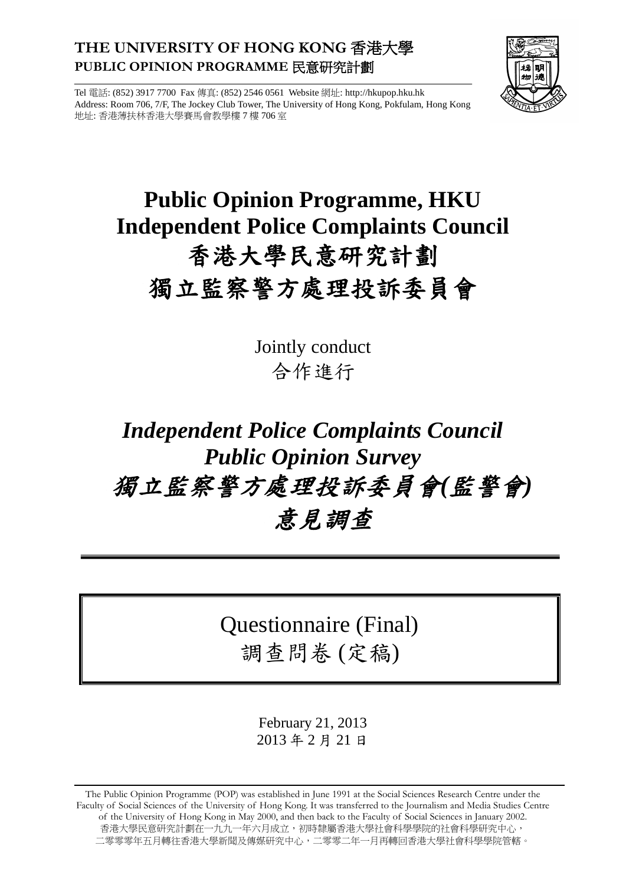**THE UNIVERSITY OF HONG KONG 香港大學**
**PUBLIC OPINION PROGRAMME 民意研究計劃**

Tel 電話: (852) 3917 7700 Fax 傳真: (852) 2546 0561 Website 網址: http://hkupop.hku.hk
Address: Room 706, 7/F, The Jockey Club Tower, The University of Hong Kong, Pokfulam, Hong Kong
地址: 香港薄扶林香港大學賽馬會教學樓 7 樓 706 室

# Public Opinion Programme, HKU
# Independent Police Complaints Council
# 香港大學民意研究計劃
# 獨立監察警方處理投訴委員會

Jointly conduct
合作進行

# *Independent Police Complaints Council Public Opinion Survey*
# *獨立監察警方處理投訴委員會(監警會) 意見調查*

---

## Questionnaire (Final)
## 調查問卷 (定稿)

February 21, 2013
2013 年 2 月 21 日

---

The Public Opinion Programme (POP) was established in June 1991 at the Social Sciences Research Centre under the Faculty of Social Sciences of the University of Hong Kong. It was transferred to the Journalism and Media Studies Centre of the University of Hong Kong in May 2000, and then back to the Faculty of Social Sciences in January 2002.
香港大學民意研究計劃在一九九一年六月成立，初時隸屬香港大學社會科學學院的社會科學研究中心，二零零零年五月轉往香港大學新聞及傳媒研究中心，二零零二年一月再轉回香港大學社會科學學院管轄。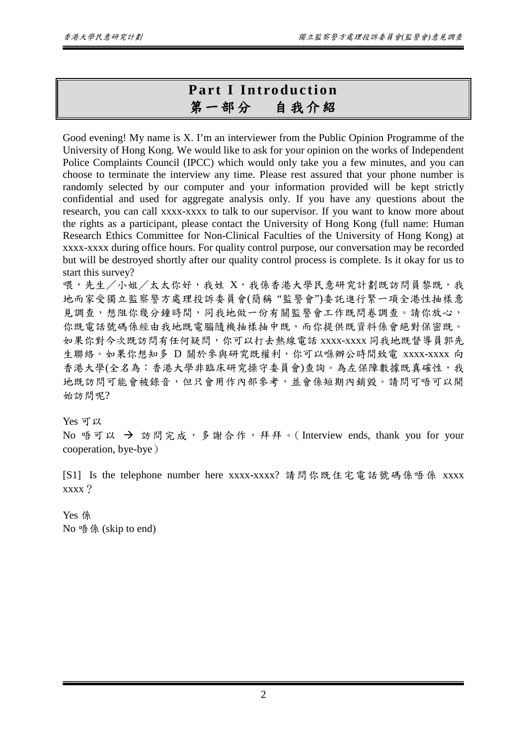# Part I Introduction
# 第一部分　自我介紹

Good evening! My name is X. I'm an interviewer from the Public Opinion Programme of the University of Hong Kong. We would like to ask for your opinion on the works of Independent Police Complaints Council (IPCC) which would only take you a few minutes, and you can choose to terminate the interview any time. Please rest assured that your phone number is randomly selected by our computer and your information provided will be kept strictly confidential and used for aggregate analysis only. If you have any questions about the research, you can call xxxx-xxxx to talk to our supervisor. If you want to know more about the rights as a participant, please contact the University of Hong Kong (full name: Human Research Ethics Committee for Non-Clinical Faculties of the University of Hong Kong) at xxxx-xxxx during office hours. For quality control purpose, our conversation may be recorded but will be destroyed shortly after our quality control process is complete. Is it okay for us to start this survey?

喂，先生／小姐／太太你好，我姓 X，我係香港大學民意研究計劃既訪問員黎既，我地而家受獨立監察警方處理投訴委員會(簡稱 "監警會")委託進行緊一項全港性抽樣意見調查，想阻你幾分鐘時間，同我地做一份有關監警會工作既問卷調查。請你放心，你既電話號碼係經由我地既電腦隨機抽樣抽中既，而你提供既資料係會絕對保密既。如果你對今次既訪問有任何疑問，你可以打去熱線電話 xxxx-xxxx 同我地既督導員郭先生聯絡。如果你想知多 D 關於參與研究既權利，你可以喺辦公時間致電 xxxx-xxxx 向香港大學(全名為：香港大學非臨床研究操守委員會)查詢。為左保障數據既真確性，我地既訪問可能會被錄音，但只會用作內部參考，並會係短期內銷毀。請問可唔可以開始訪問呢?

Yes 可以

No 唔可以 → 訪問完成，多謝合作，拜拜。( Interview ends, thank you for your cooperation, bye-bye)

[S1] Is the telephone number here xxxx-xxxx? 請問你既住宅電話號碼係唔係 xxxx xxxx？

Yes 係

No 唔係 (skip to end)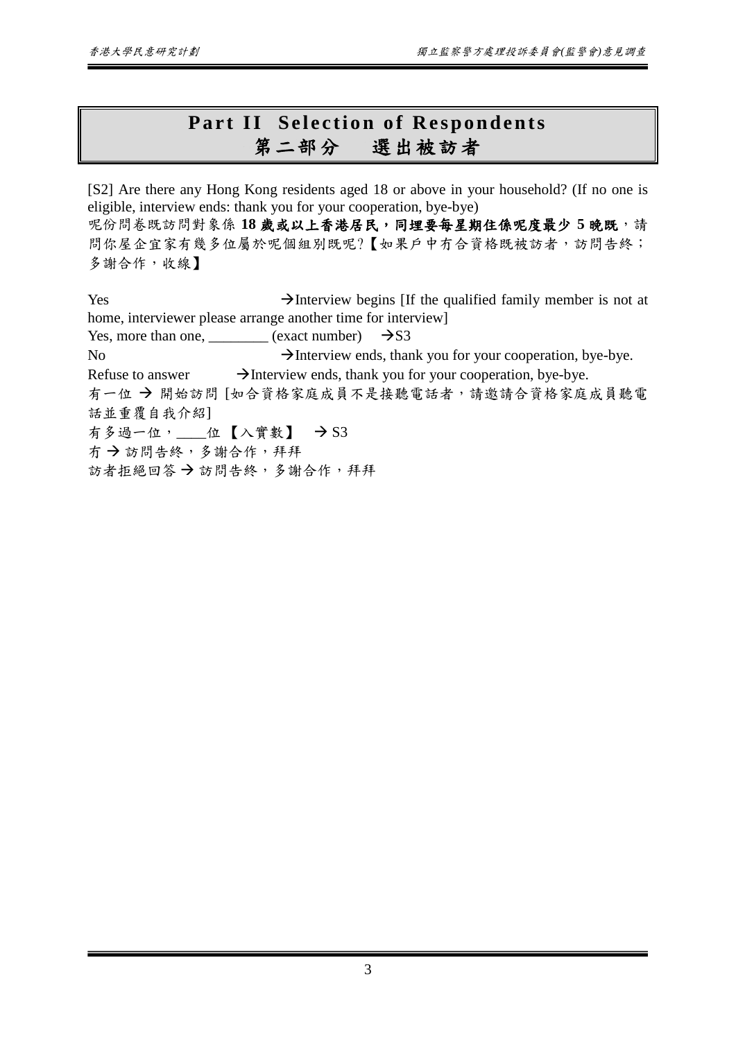# Part II Selection of Respondents
# 第二部分　選出被訪者

[S2] Are there any Hong Kong residents aged 18 or above in your household? (If no one is eligible, interview ends: thank you for your cooperation, bye-bye)

呢份問卷既訪問對象係 **18 歲或以上香港居民，同埋要每星期住係呢度最少 5 晚既**，請問你屋企宜家有幾多位屬於呢個組別既呢?【如果戶中冇合資格既被訪者，訪問告終；多謝合作，收線】

Yes →Interview begins [If the qualified family member is not at home, interviewer please arrange another time for interview]

Yes, more than one, ________ (exact number) →S3

No →Interview ends, thank you for your cooperation, bye-bye.

Refuse to answer →Interview ends, thank you for your cooperation, bye-bye.

有一位 → 開始訪問 [如合資格家庭成員不是接聽電話者，請邀請合資格家庭成員聽電話並重覆自我介紹]

有多過一位，____位 【入實數】 → S3

冇 → 訪問告終，多謝合作，拜拜

訪者拒絕回答 → 訪問告終，多謝合作，拜拜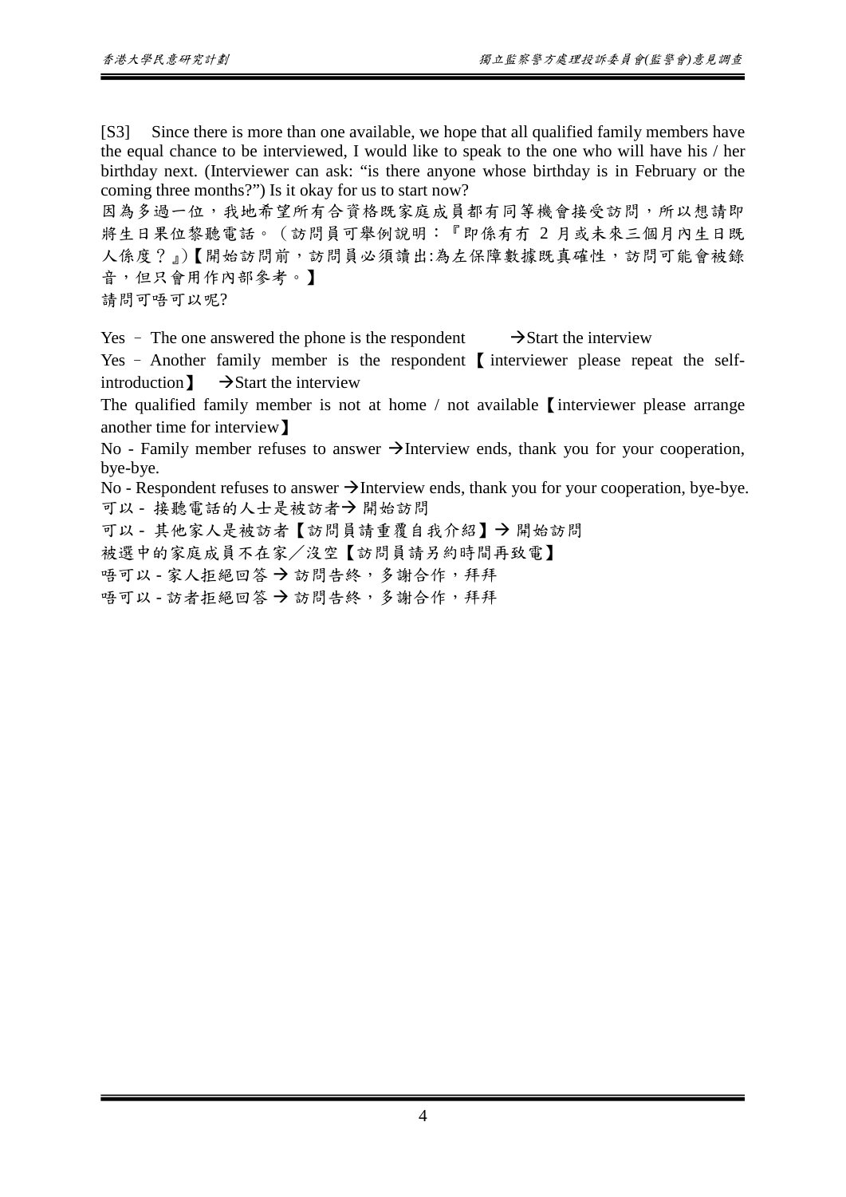[S3] Since there is more than one available, we hope that all qualified family members have the equal chance to be interviewed, I would like to speak to the one who will have his / her birthday next. (Interviewer can ask: "is there anyone whose birthday is in February or the coming three months?") Is it okay for us to start now?

因為多過一位，我地希望所有合資格既家庭成員都有同等機會接受訪問，所以想請即將生日果位黎聽電話。（訪問員可舉例說明：『即係有冇 2 月或未來三個月內生日既人係度？』)【開始訪問前，訪問員必須讀出:為左保障數據既真確性，訪問可能會被錄音，但只會用作內部參考。】

請問可唔可以呢?

Yes – The one answered the phone is the respondent →Start the interview

Yes – Another family member is the respondent【interviewer please repeat the self-introduction】 →Start the interview

The qualified family member is not at home / not available【interviewer please arrange another time for interview】

No - Family member refuses to answer →Interview ends, thank you for your cooperation, bye-bye.

No - Respondent refuses to answer →Interview ends, thank you for your cooperation, bye-bye.

可以 - 接聽電話的人士是被訪者→ 開始訪問

可以 - 其他家人是被訪者【訪問員請重覆自我介紹】→ 開始訪問

被選中的家庭成員不在家／沒空【訪問員請另約時間再致電】

唔可以 - 家人拒絕回答 → 訪問告終，多謝合作，拜拜

唔可以 - 訪者拒絕回答 → 訪問告終，多謝合作，拜拜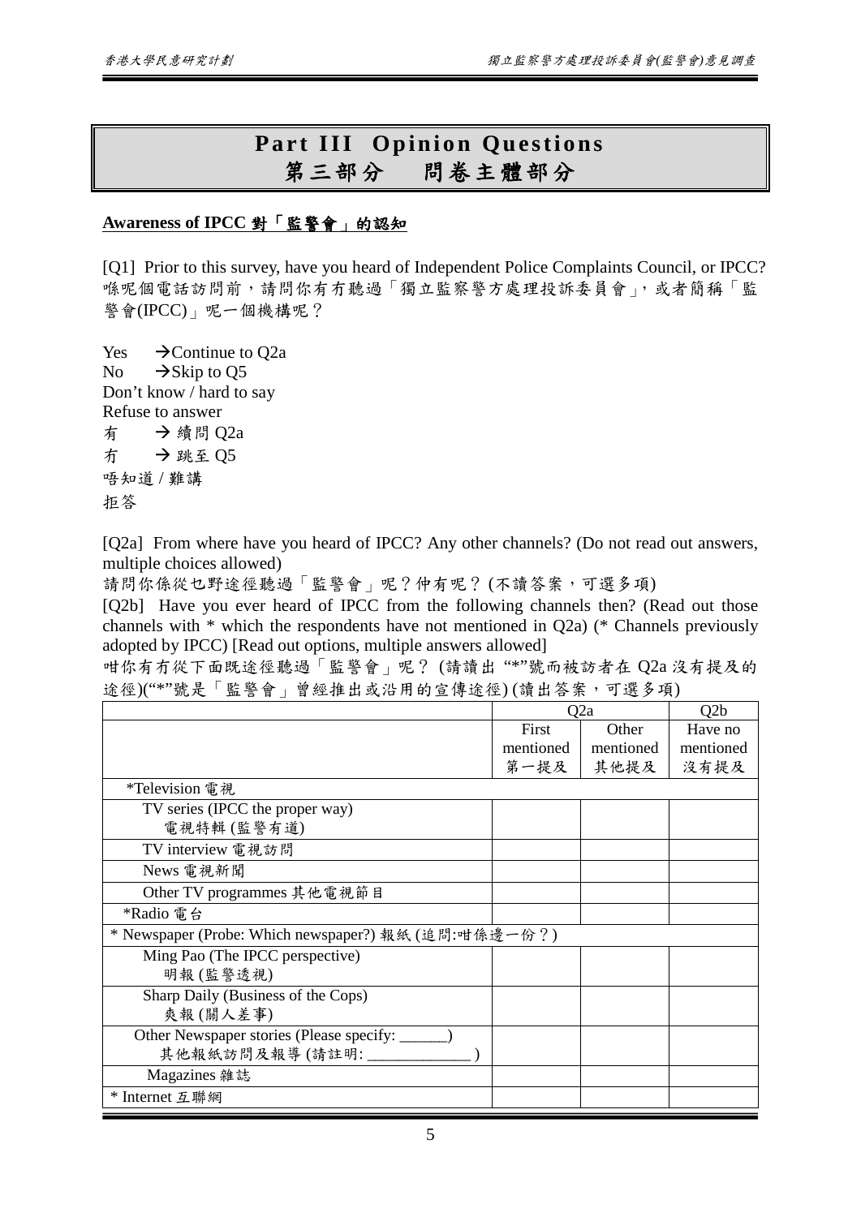# Part III Opinion Questions
# 第三部分　問卷主體部分

**<u>Awareness of IPCC 對「監警會」的認知</u>**

[Q1] Prior to this survey, have you heard of Independent Police Complaints Council, or IPCC?
喺呢個電話訪問前，請問你有冇聽過「獨立監察警方處理投訴委員會」，或者簡稱「監警會(IPCC)」呢一個機構呢？

Yes →Continue to Q2a
No →Skip to Q5
Don't know / hard to say
Refuse to answer
有 → 續問 Q2a
冇 → 跳至 Q5
唔知道 / 難講
拒答

[Q2a] From where have you heard of IPCC? Any other channels? (Do not read out answers, multiple choices allowed)
請問你係從乜野途徑聽過「監警會」呢？仲有呢？(不讀答案，可選多項)

[Q2b] Have you ever heard of IPCC from the following channels then? (Read out those channels with * which the respondents have not mentioned in Q2a) (* Channels previously adopted by IPCC) [Read out options, multiple answers allowed]
咁你有冇從下面既途徑聽過「監警會」呢？ (請讀出 "*"號而被訪者在 Q2a 沒有提及的途徑)("*"號是「監警會」曾經推出或沿用的宣傳途徑) (讀出答案，可選多項)

| | Q2a | | Q2b |
|---|---|---|---|
| | First mentioned 第一提及 | Other mentioned 其他提及 | Have no mentioned 沒有提及 |
| *Television 電視 | | | |
| TV series (IPCC the proper way) 電視特輯 (監警有道) | | | |
| TV interview 電視訪問 | | | |
| News 電視新聞 | | | |
| Other TV programmes 其他電視節目 | | | |
| *Radio 電台 | | | |
| * Newspaper (Probe: Which newspaper?) 報紙 (追問:咁係邊一份？) | | | |
| Ming Pao (The IPCC perspective) 明報 (監警透視) | | | |
| Sharp Daily (Business of the Cops) 爽報 (關人差事) | | | |
| Other Newspaper stories (Please specify: ______) 其他報紙訪問及報導 (請註明: _____________ ) | | | |
| Magazines 雜誌 | | | |
| * Internet 互聯網 | | | |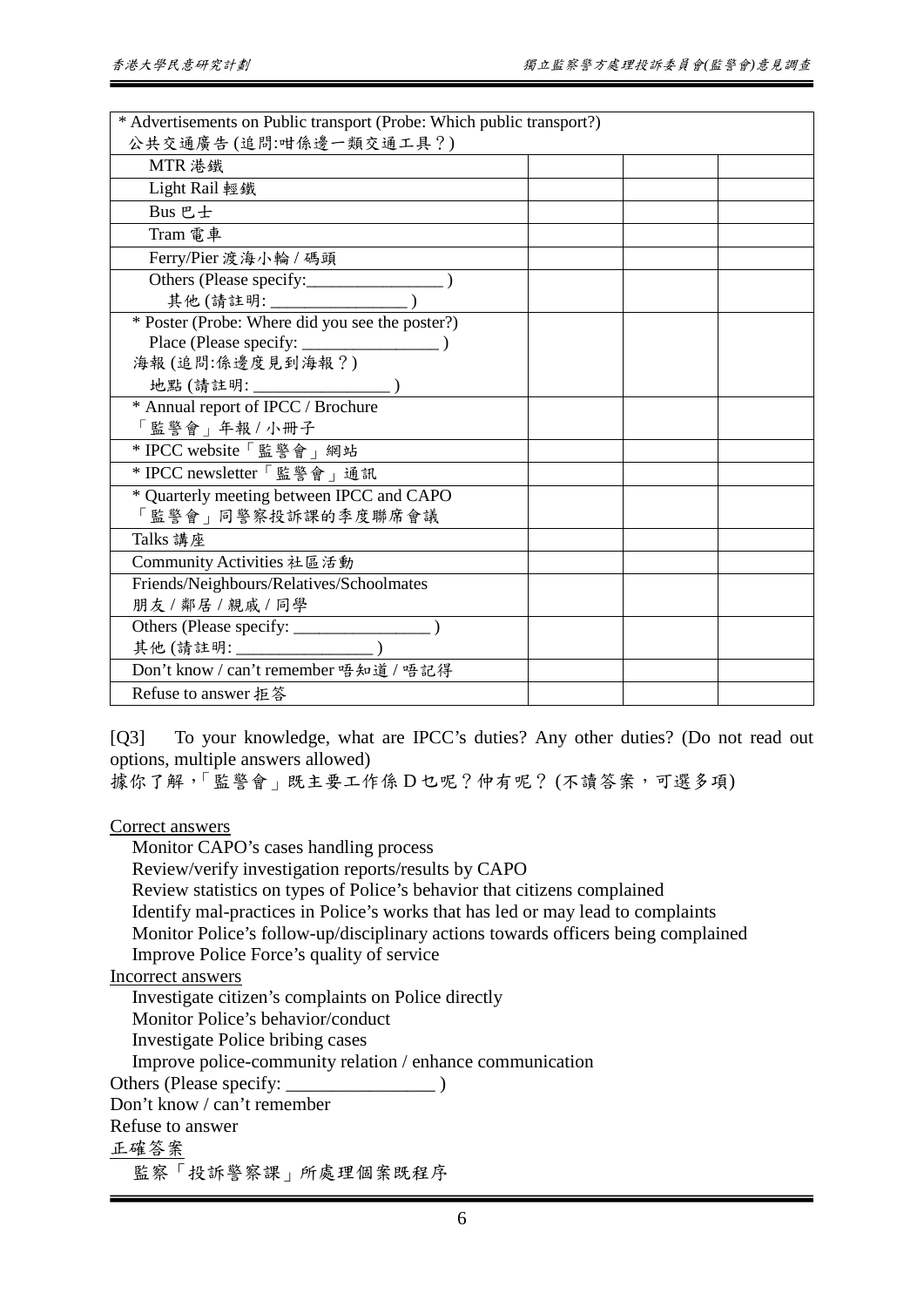| * Advertisements on Public transport (Probe: Which public transport?)<br>公共交通廣告 (追問:咁係邊一類交通工具？) | | | |
|---|---|---|---|
| MTR 港鐵 | | | |
| Light Rail 輕鐵 | | | |
| Bus 巴士 | | | |
| Tram 電車 | | | |
| Ferry/Pier 渡海小輪 / 碼頭 | | | |
| Others (Please specify:________________ )<br>其他 (請註明: ________________ ) | | | |
| * Poster (Probe: Where did you see the poster?)<br>Place (Please specify: ________________ )<br>海報 (追問:係邊度見到海報？)<br>地點 (請註明: ________________ ) | | | |
| * Annual report of IPCC / Brochure<br>「監警會」年報 / 小冊子 | | | |
| * IPCC website「監警會」網站 | | | |
| * IPCC newsletter「監警會」通訊 | | | |
| * Quarterly meeting between IPCC and CAPO<br>「監警會」同警察投訴課的季度聯席會議 | | | |
| Talks 講座 | | | |
| Community Activities 社區活動 | | | |
| Friends/Neighbours/Relatives/Schoolmates<br>朋友 / 鄰居 / 親戚 / 同學 | | | |
| Others (Please specify: ________________ )<br>其他 (請註明: ________________ ) | | | |
| Don't know / can't remember 唔知道 / 唔記得 | | | |
| Refuse to answer 拒答 | | | |

[Q3] To your knowledge, what are IPCC's duties? Any other duties? (Do not read out options, multiple answers allowed)
據你了解，「監警會」既主要工作係 D 乜呢？仲有呢？ (不讀答案，可選多項)

Correct answers
- Monitor CAPO's cases handling process
- Review/verify investigation reports/results by CAPO
- Review statistics on types of Police's behavior that citizens complained
- Identify mal-practices in Police's works that has led or may lead to complaints
- Monitor Police's follow-up/disciplinary actions towards officers being complained
- Improve Police Force's quality of service

Incorrect answers
- Investigate citizen's complaints on Police directly
- Monitor Police's behavior/conduct
- Investigate Police bribing cases
- Improve police-community relation / enhance communication

Others (Please specify: ________________ )
Don't know / can't remember
Refuse to answer

正確答案
- 監察「投訴警察課」所處理個案既程序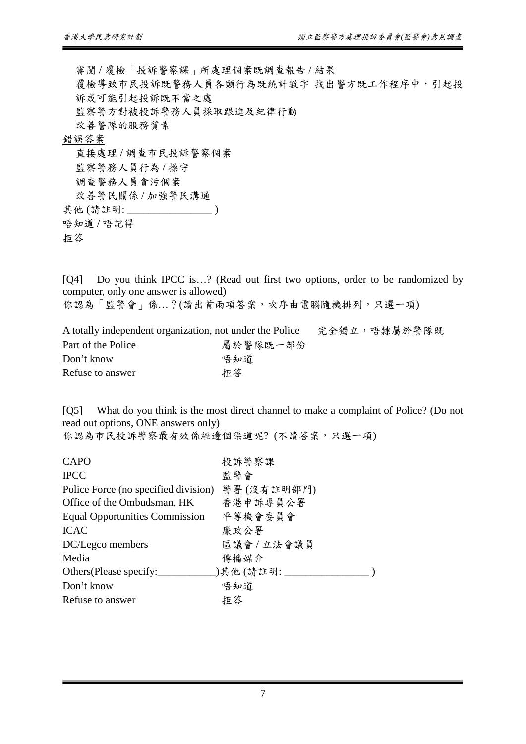審閱 / 覆檢「投訴警察課」所處理個案既調查報告 / 結果

覆檢導致市民投訴既警務人員各類行為既統計數字 找出警方既工作程序中，引起投訴或可能引起投訴既不當之處

監察警方對被投訴警務人員採取跟進及紀律行動

改善警隊的服務質素

錯誤答案

直接處理 / 調查市民投訴警察個案

監察警務人員行為 / 操守

調查警務人員貪污個案

改善警民關係 / 加強警民溝通

其他 (請註明: ________________ )

唔知道 / 唔記得

拒答

[Q4] Do you think IPCC is…? (Read out first two options, order to be randomized by computer, only one answer is allowed)
你認為「監警會」係…？(讀出首兩項答案，次序由電腦隨機排列，只選一項)

| | |
|---|---|
| A totally independent organization, not under the Police | 完全獨立，唔隸屬於警隊既 |
| Part of the Police | 屬於警隊既一部份 |
| Don't know | 唔知道 |
| Refuse to answer | 拒答 |

[Q5] What do you think is the most direct channel to make a complaint of Police? (Do not read out options, ONE answers only)
你認為市民投訴警察最有效係經邊個渠道呢? (不讀答案，只選一項)

| | |
|---|---|
| CAPO | 投訴警察課 |
| IPCC | 監警會 |
| Police Force (no specified division) | 警署 (沒有註明部門) |
| Office of the Ombudsman, HK | 香港申訴專員公署 |
| Equal Opportunities Commission | 平等機會委員會 |
| ICAC | 廉政公署 |
| DC/Legco members | 區議會 / 立法會議員 |
| Media | 傳播媒介 |
| Others(Please specify:___________) | 其他 (請註明: ________________ ) |
| Don't know | 唔知道 |
| Refuse to answer | 拒答 |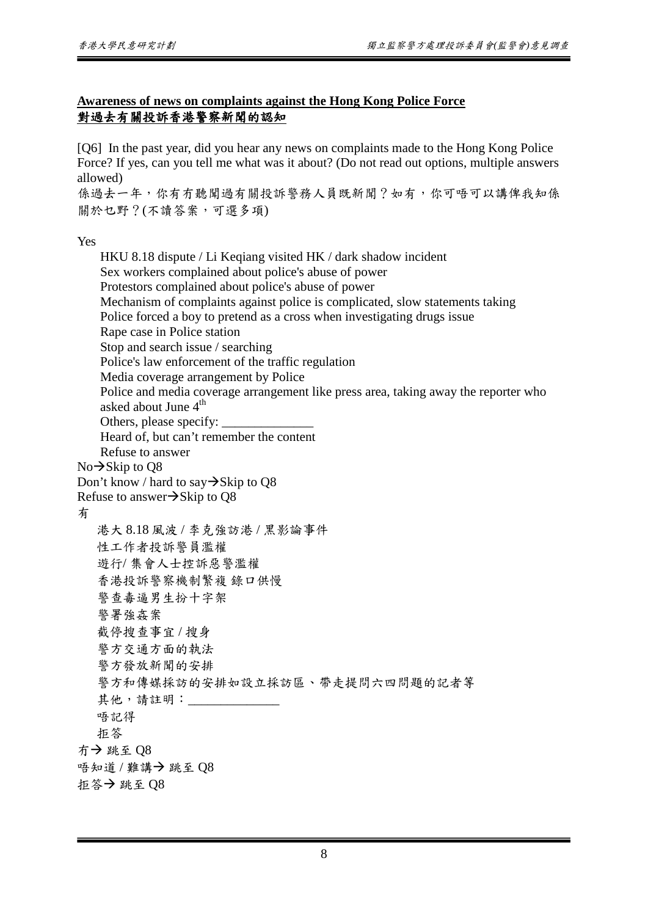**Awareness of news on complaints against the Hong Kong Police Force**
**對過去有關投訴香港警察新聞的認知**

[Q6] In the past year, did you hear any news on complaints made to the Hong Kong Police Force? If yes, can you tell me what was it about? (Do not read out options, multiple answers allowed)
係過去一年，你有冇聽聞過有關投訴警務人員既新聞？如有，你可唔可以講俾我知係關於乜野？(不讀答案，可選多項)

Yes
- HKU 8.18 dispute / Li Keqiang visited HK / dark shadow incident
- Sex workers complained about police's abuse of power
- Protestors complained about police's abuse of power
- Mechanism of complaints against police is complicated, slow statements taking
- Police forced a boy to pretend as a cross when investigating drugs issue
- Rape case in Police station
- Stop and search issue / searching
- Police's law enforcement of the traffic regulation
- Media coverage arrangement by Police
- Police and media coverage arrangement like press area, taking away the reporter who asked about June 4th
- Others, please specify: ______________
- Heard of, but can't remember the content
- Refuse to answer

No→Skip to Q8
Don't know / hard to say→Skip to Q8
Refuse to answer→Skip to Q8

有
- 港大 8.18 風波 / 李克強訪港 / 黑影論事件
- 性工作者投訴警員濫權
- 遊行/ 集會人士控訴惡警濫權
- 香港投訴警察機制繁複 錄口供慢
- 警查毒逼男生扮十字架
- 警署強姦案
- 截停搜查事宜 / 搜身
- 警方交通方面的執法
- 警方發放新聞的安排
- 警方和傳媒採訪的安排如設立採訪區、帶走提問六四問題的記者等
- 其他，請註明：______________
- 唔記得
- 拒答

冇→ 跳至 Q8
唔知道 / 難講→ 跳至 Q8
拒答→ 跳至 Q8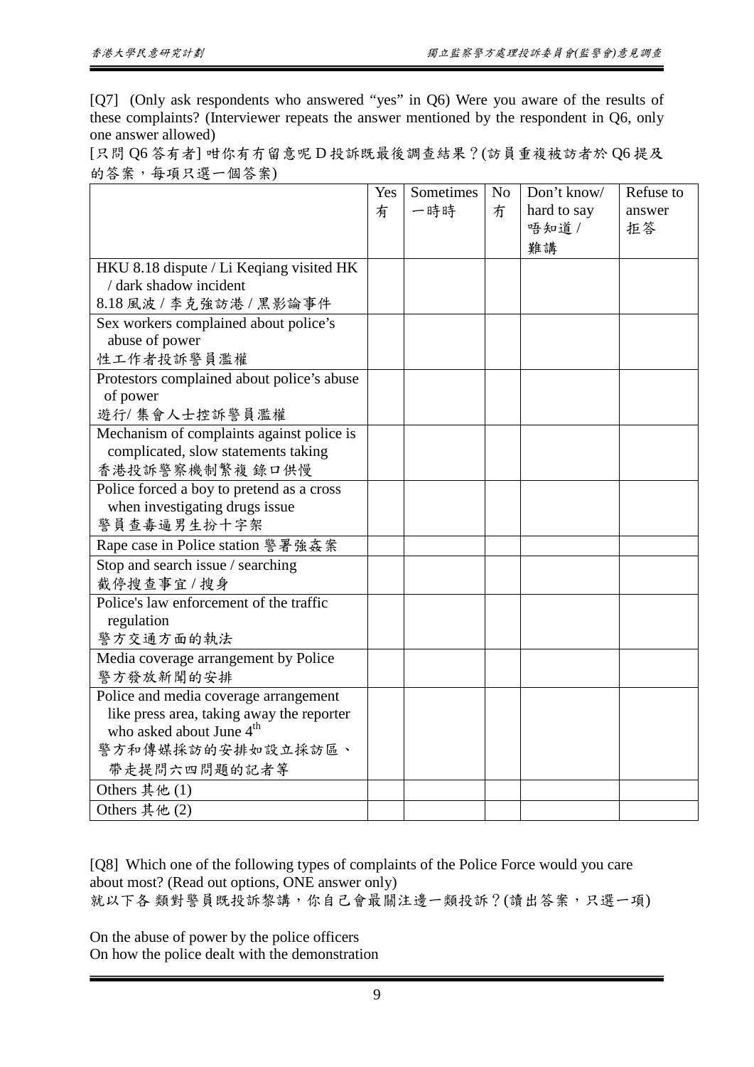[Q7] (Only ask respondents who answered “yes” in Q6) Were you aware of the results of these complaints? (Interviewer repeats the answer mentioned by the respondent in Q6, only one answer allowed)

[只問 Q6 答有者] 咁你有冇留意呢 D 投訴既最後調查結果？(訪員重複被訪者於 Q6 提及的答案，每項只選一個答案)

| | Yes 有 | Sometimes 一時時 | No 冇 | Don’t know/ hard to say 唔知道 / 難講 | Refuse to answer 拒答 |
|---|---|---|---|---|---|
| HKU 8.18 dispute / Li Keqiang visited HK / dark shadow incident 8.18 風波 / 李克強訪港 / 黑影論事件 | | | | | |
| Sex workers complained about police’s abuse of power 性工作者投訴警員濫權 | | | | | |
| Protestors complained about police’s abuse of power 遊行/ 集會人士控訴警員濫權 | | | | | |
| Mechanism of complaints against police is complicated, slow statements taking 香港投訴警察機制繁複 錄口供慢 | | | | | |
| Police forced a boy to pretend as a cross when investigating drugs issue 警員查毒逼男生扮十字架 | | | | | |
| Rape case in Police station 警署強姦案 | | | | | |
| Stop and search issue / searching 截停搜查事宜 / 搜身 | | | | | |
| Police's law enforcement of the traffic regulation 警方交通方面的執法 | | | | | |
| Media coverage arrangement by Police 警方發放新聞的安排 | | | | | |
| Police and media coverage arrangement like press area, taking away the reporter who asked about June 4th 警方和傳媒採訪的安排如設立採訪區、帶走提問六四問題的記者等 | | | | | |
| Others 其他 (1) | | | | | |
| Others 其他 (2) | | | | | |

[Q8] Which one of the following types of complaints of the Police Force would you care about most? (Read out options, ONE answer only)

就以下各 類對警員既投訴黎講，你自己會最關注邊一類投訴？(讀出答案，只選一項)

On the abuse of power by the police officers
On how the police dealt with the demonstration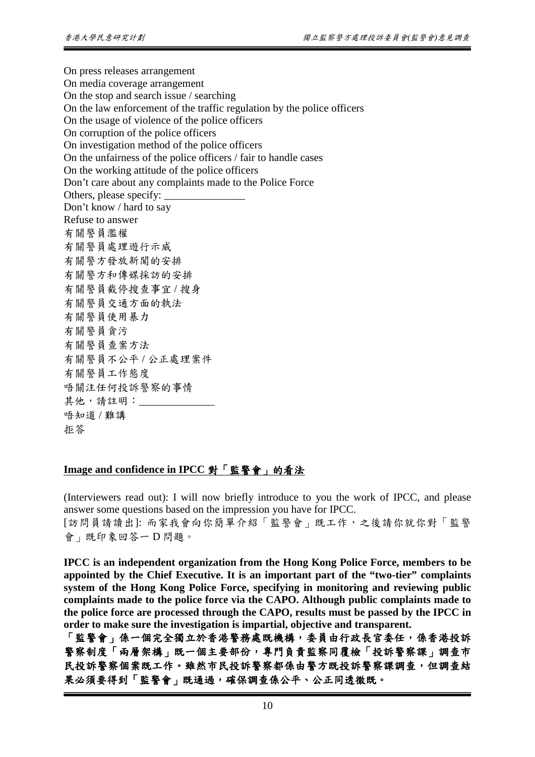On press releases arrangement
On media coverage arrangement
On the stop and search issue / searching
On the law enforcement of the traffic regulation by the police officers
On the usage of violence of the police officers
On corruption of the police officers
On investigation method of the police officers
On the unfairness of the police officers / fair to handle cases
On the working attitude of the police officers
Don't care about any complaints made to the Police Force
Others, please specify: _______________
Don't know / hard to say
Refuse to answer
有關警員濫權
有關警員處理遊行示威
有關警方發放新聞的安排
有關警方和傳媒採訪的安排
有關警員截停搜查事宜 / 搜身
有關警員交通方面的執法
有關警員使用暴力
有關警員貪污
有關警員查案方法
有關警員不公平 / 公正處理案件
有關警員工作態度
唔關注任何投訴警察的事情
其他，請註明：______________
唔知道 / 難講
拒答

**Image and confidence in IPCC 對「監警會」的看法**

(Interviewers read out): I will now briefly introduce to you the work of IPCC, and please answer some questions based on the impression you have for IPCC.
[訪問員請讀出]: 而家我會向你簡單介紹「監警會」既工作，之後請你就你對「監警會」既印象回答一 D 問題。

**IPCC is an independent organization from the Hong Kong Police Force, members to be appointed by the Chief Executive. It is an important part of the "two-tier" complaints system of the Hong Kong Police Force, specifying in monitoring and reviewing public complaints made to the police force via the CAPO. Although public complaints made to the police force are processed through the CAPO, results must be passed by the IPCC in order to make sure the investigation is impartial, objective and transparent.**
**「監警會」係一個完全獨立於香港警務處既機構，委員由行政長官委任，係香港投訴警察制度「兩層架構」既一個主要部份，專門負責監察同覆檢「投訴警察課」調查市民投訴警察個案既工作。雖然市民投訴警察都係由警方既投訴警察課調查，但調查結果必須要得到「監警會」既通過，確保調查係公平、公正同透徹既。**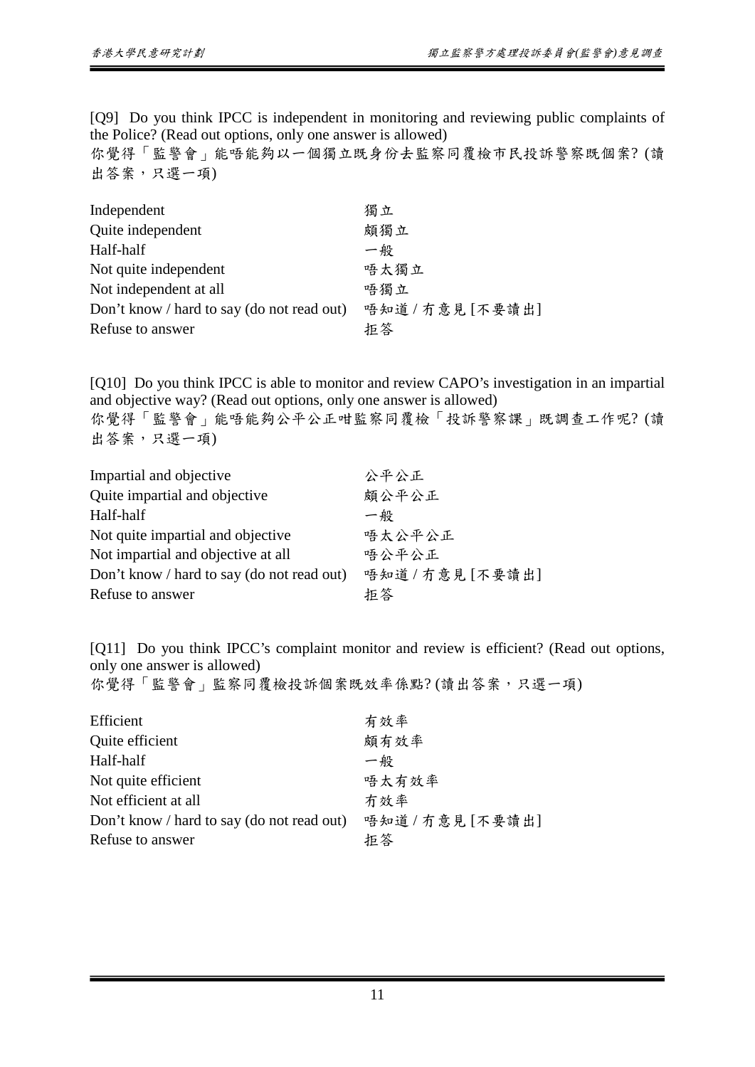[Q9] Do you think IPCC is independent in monitoring and reviewing public complaints of the Police? (Read out options, only one answer is allowed)
你覺得「監警會」能唔能夠以一個獨立既身份去監察同覆檢市民投訴警察既個案? (讀出答案，只選一項)

| | |
|---|---|
| Independent | 獨立 |
| Quite independent | 頗獨立 |
| Half-half | 一般 |
| Not quite independent | 唔太獨立 |
| Not independent at all | 唔獨立 |
| Don't know / hard to say (do not read out) | 唔知道 / 冇意見 [不要讀出] |
| Refuse to answer | 拒答 |

[Q10] Do you think IPCC is able to monitor and review CAPO's investigation in an impartial and objective way? (Read out options, only one answer is allowed)
你覺得「監警會」能唔能夠公平公正咁監察同覆檢「投訴警察課」既調查工作呢? (讀出答案，只選一項)

| | |
|---|---|
| Impartial and objective | 公平公正 |
| Quite impartial and objective | 頗公平公正 |
| Half-half | 一般 |
| Not quite impartial and objective | 唔太公平公正 |
| Not impartial and objective at all | 唔公平公正 |
| Don't know / hard to say (do not read out) | 唔知道 / 冇意見 [不要讀出] |
| Refuse to answer | 拒答 |

[Q11] Do you think IPCC's complaint monitor and review is efficient? (Read out options, only one answer is allowed)
你覺得「監警會」監察同覆檢投訴個案既效率係點? (讀出答案，只選一項)

| | |
|---|---|
| Efficient | 有效率 |
| Quite efficient | 頗有效率 |
| Half-half | 一般 |
| Not quite efficient | 唔太有效率 |
| Not efficient at all | 冇效率 |
| Don't know / hard to say (do not read out) | 唔知道 / 冇意見 [不要讀出] |
| Refuse to answer | 拒答 |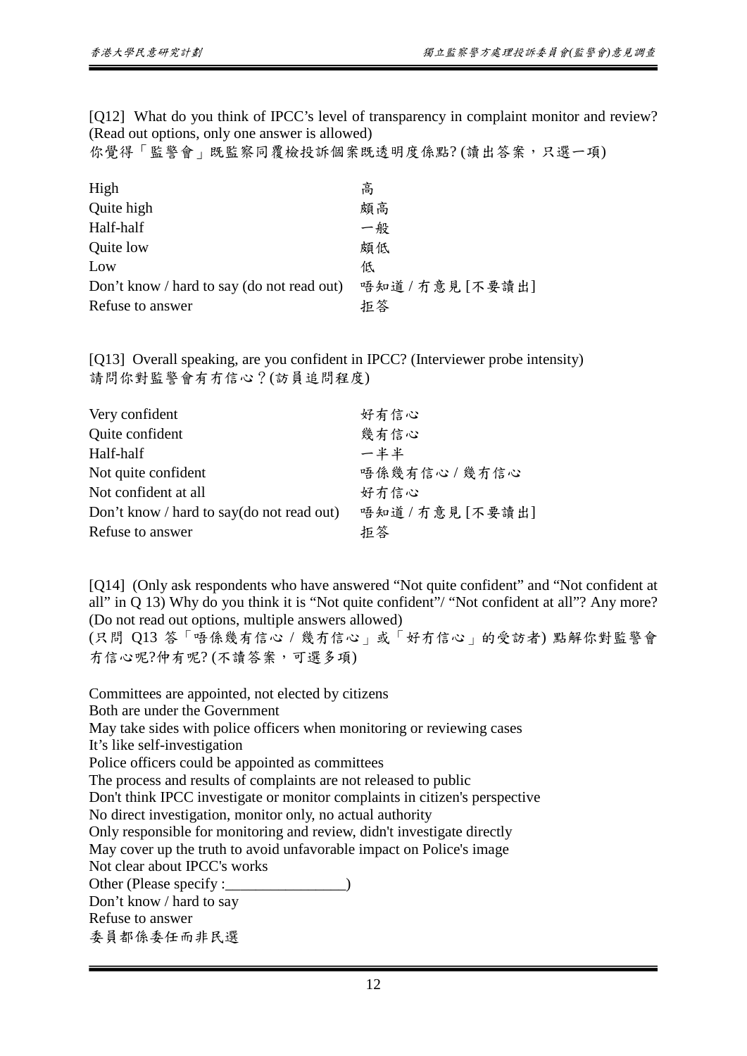[Q12] What do you think of IPCC's level of transparency in complaint monitor and review? (Read out options, only one answer is allowed)
你覺得「監警會」既監察同覆檢投訴個案既透明度係點? (讀出答案，只選一項)

| | |
|---|---|
| High | 高 |
| Quite high | 頗高 |
| Half-half | 一般 |
| Quite low | 頗低 |
| Low | 低 |
| Don't know / hard to say (do not read out) | 唔知道 / 冇意見 [不要讀出] |
| Refuse to answer | 拒答 |

[Q13] Overall speaking, are you confident in IPCC? (Interviewer probe intensity)
請問你對監警會有冇信心？(訪員追問程度)

| | |
|---|---|
| Very confident | 好有信心 |
| Quite confident | 幾有信心 |
| Half-half | 一半半 |
| Not quite confident | 唔係幾有信心 / 幾冇信心 |
| Not confident at all | 好冇信心 |
| Don't know / hard to say(do not read out) | 唔知道 / 冇意見 [不要讀出] |
| Refuse to answer | 拒答 |

[Q14] (Only ask respondents who have answered "Not quite confident" and "Not confident at all" in Q 13) Why do you think it is "Not quite confident"/ "Not confident at all"? Any more? (Do not read out options, multiple answers allowed)
(只問 Q13 答「唔係幾有信心 / 幾冇信心」或「好冇信心」的受訪者) 點解你對監警會冇信心呢?仲有呢? (不讀答案，可選多項)

Committees are appointed, not elected by citizens
Both are under the Government
May take sides with police officers when monitoring or reviewing cases
It's like self-investigation
Police officers could be appointed as committees
The process and results of complaints are not released to public
Don't think IPCC investigate or monitor complaints in citizen's perspective
No direct investigation, monitor only, no actual authority
Only responsible for monitoring and review, didn't investigate directly
May cover up the truth to avoid unfavorable impact on Police's image
Not clear about IPCC's works
Other (Please specify :________________)
Don't know / hard to say
Refuse to answer
委員都係委任而非民選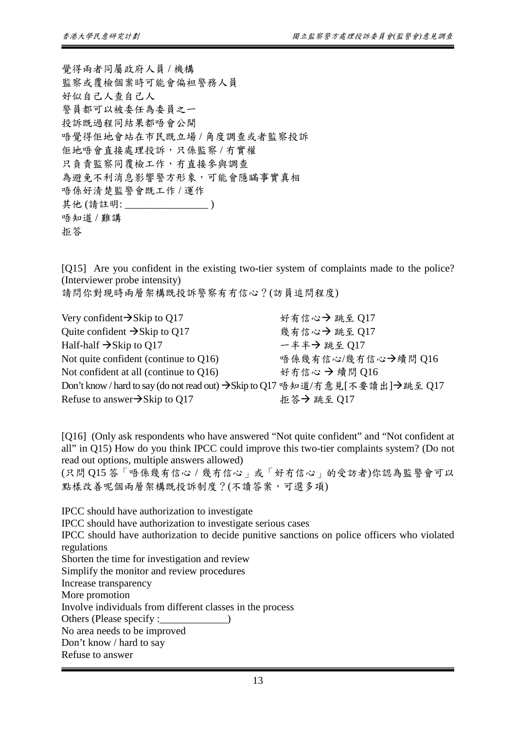覺得兩者同屬政府人員 / 機構
監察或覆檢個案時可能會偏袒警務人員
好似自己人查自己人
警員都可以被委任為委員之一
投訴既過程同結果都唔會公開
唔覺得佢地會站在市民既立場 / 角度調查或者監察投訴
佢地唔會直接處理投訴，只係監察 / 冇實權
只負責監察同覆檢工作，冇直接參與調查
為避免不利消息影響警方形象，可能會隱瞞事實真相
唔係好清楚監警會既工作 / 運作
其他 (請註明: ________________ )
唔知道 / 難講
拒答

[Q15] Are you confident in the existing two-tier system of complaints made to the police? (Interviewer probe intensity)
請問你對現時兩層架構既投訴警察有冇信心？(訪員追問程度)

| | |
|---|---|
| Very confident→Skip to Q17 | 好有信心→ 跳至 Q17 |
| Quite confident →Skip to Q17 | 幾有信心→ 跳至 Q17 |
| Half-half →Skip to Q17 | 一半半→ 跳至 Q17 |
| Not quite confident (continue to Q16) | 唔係幾有信心/幾冇信心→續問 Q16 |
| Not confident at all (continue to Q16) | 好冇信心 → 續問 Q16 |
| Don't know / hard to say (do not read out) →Skip to Q17 | 唔知道/冇意見[不要讀出]→跳至 Q17 |
| Refuse to answer→Skip to Q17 | 拒答→ 跳至 Q17 |

[Q16] (Only ask respondents who have answered "Not quite confident" and "Not confident at all" in Q15) How do you think IPCC could improve this two-tier complaints system? (Do not read out options, multiple answers allowed)
(只問 Q15 答「唔係幾有信心 / 幾冇信心」或「好冇信心」的受訪者)你認為監警會可以點樣改善呢個兩層架構既投訴制度？(不讀答案，可選多項)

IPCC should have authorization to investigate
IPCC should have authorization to investigate serious cases
IPCC should have authorization to decide punitive sanctions on police officers who violated regulations
Shorten the time for investigation and review
Simplify the monitor and review procedures
Increase transparency
More promotion
Involve individuals from different classes in the process
Others (Please specify :_____________)
No area needs to be improved
Don't know / hard to say
Refuse to answer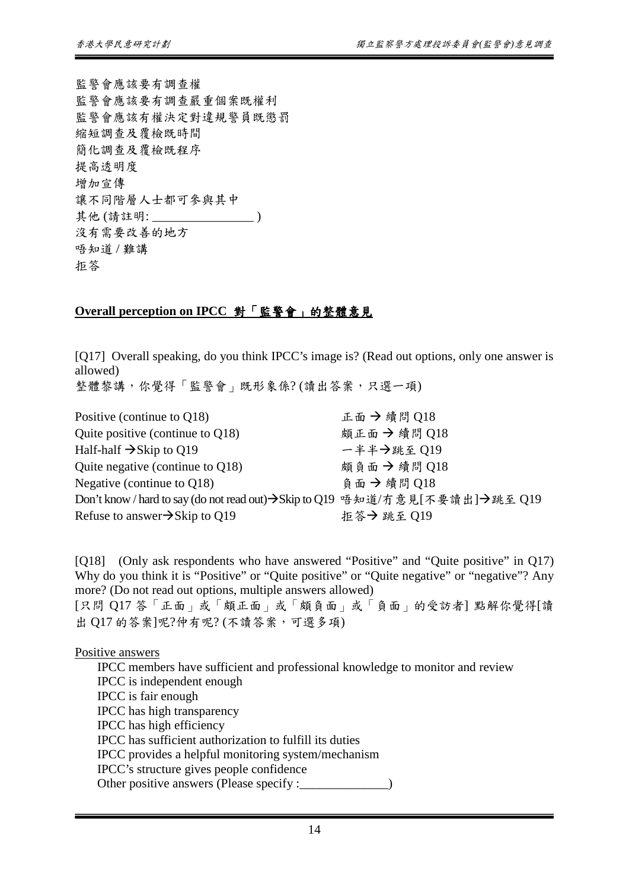監警會應該要有調查權
監警會應該要有調查嚴重個案既權利
監警會應該有權決定對違規警員既懲罰
縮短調查及覆檢既時間
簡化調查及覆檢既程序
提高透明度
增加宣傳
讓不同階層人士都可參與其中
其他 (請註明: ________________ )
沒有需要改善的地方
唔知道 / 難講
拒答

## Overall perception on IPCC 對「監警會」的整體意見

[Q17] Overall speaking, do you think IPCC's image is? (Read out options, only one answer is allowed)
整體黎講，你覺得「監警會」既形象係? (讀出答案，只選一項)

| | |
|---|---|
| Positive (continue to Q18) | 正面 → 續問 Q18 |
| Quite positive (continue to Q18) | 頗正面 → 續問 Q18 |
| Half-half →Skip to Q19 | 一半半→跳至 Q19 |
| Quite negative (continue to Q18) | 頗負面 → 續問 Q18 |
| Negative (continue to Q18) | 負面 → 續問 Q18 |
| Don't know / hard to say (do not read out)→Skip to Q19 | 唔知道/冇意見[不要讀出]→跳至 Q19 |
| Refuse to answer→Skip to Q19 | 拒答→ 跳至 Q19 |

[Q18] (Only ask respondents who have answered "Positive" and "Quite positive" in Q17) Why do you think it is "Positive" or "Quite positive" or "Quite negative" or "negative"? Any more? (Do not read out options, multiple answers allowed)
[只問 Q17 答「正面」或「頗正面」或「頗負面」或「負面」的受訪者] 點解你覺得[讀出 Q17 的答案]呢?仲有呢? (不讀答案，可選多項)

Positive answers

IPCC members have sufficient and professional knowledge to monitor and review
IPCC is independent enough
IPCC is fair enough
IPCC has high transparency
IPCC has high efficiency
IPCC has sufficient authorization to fulfill its duties
IPCC provides a helpful monitoring system/mechanism
IPCC's structure gives people confidence
Other positive answers (Please specify :______________)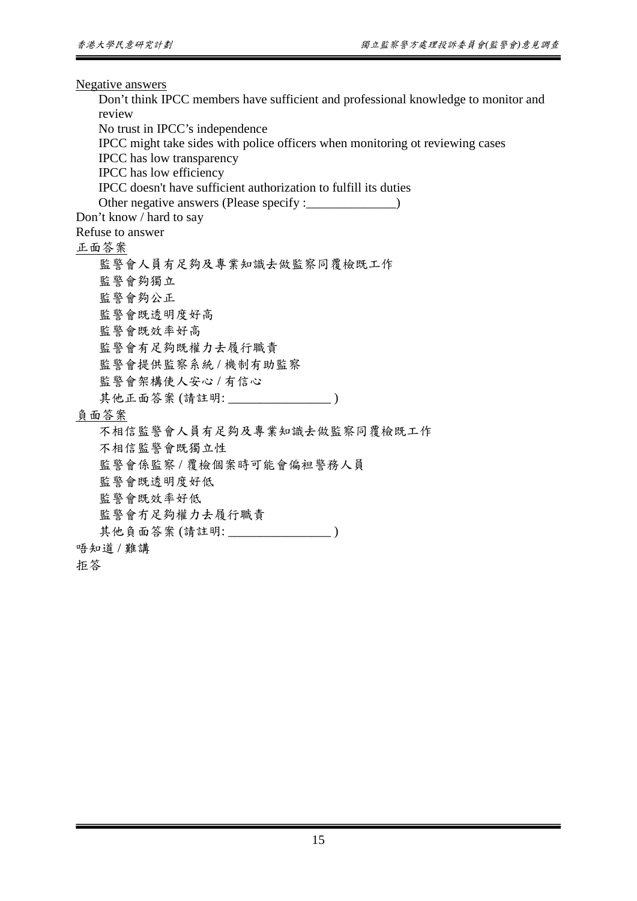<u>Negative answers</u>

- Don’t think IPCC members have sufficient and professional knowledge to monitor and review
- No trust in IPCC’s independence
- IPCC might take sides with police officers when monitoring ot reviewing cases
- IPCC has low transparency
- IPCC has low efficiency
- IPCC doesn't have sufficient authorization to fulfill its duties
- Other negative answers (Please specify :______________)

Don’t know / hard to say

Refuse to answer

<u>正面答案</u>

- 監警會人員有足夠及專業知識去做監察同覆檢既工作
- 監警會夠獨立
- 監警會夠公正
- 監警會既透明度好高
- 監警會既效率好高
- 監警會有足夠既權力去履行職責
- 監警會提供監察系統 / 機制有助監察
- 監警會架構使人安心 / 有信心
- 其他正面答案 (請註明: ________________ )

<u>負面答案</u>

- 不相信監警會人員有足夠及專業知識去做監察同覆檢既工作
- 不相信監警會既獨立性
- 監警會係監察 / 覆檢個案時可能會偏袒警務人員
- 監警會既透明度好低
- 監警會既效率好低
- 監警會冇足夠權力去履行職責
- 其他負面答案 (請註明: ________________ )

唔知道 / 難講

拒答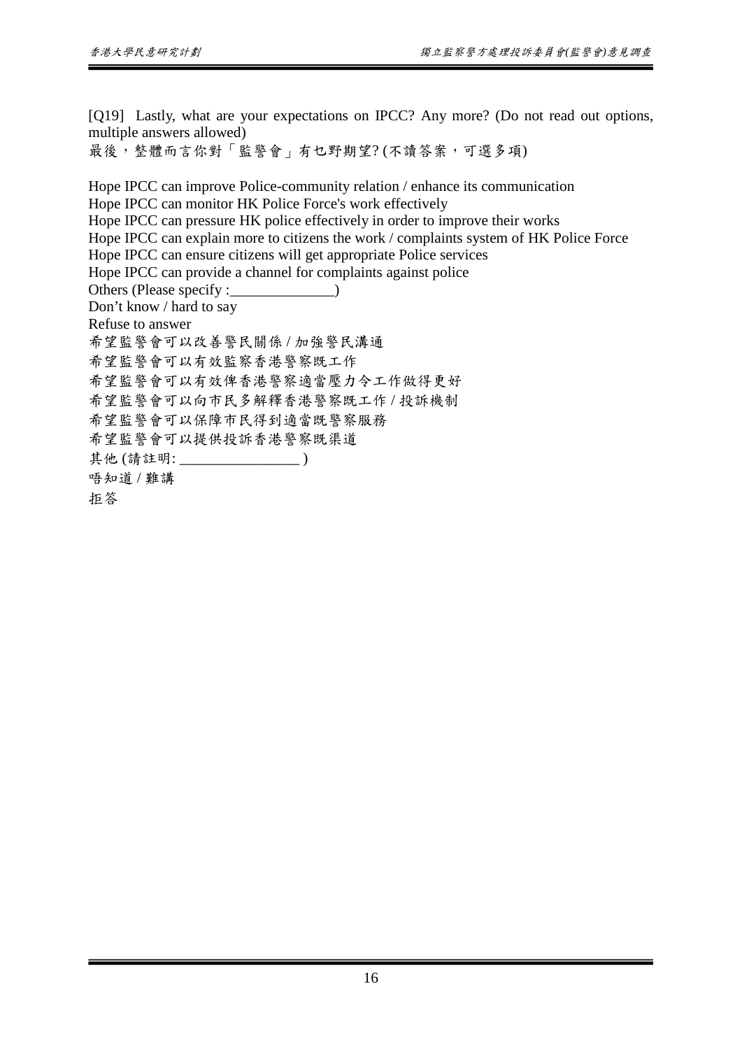[Q19] Lastly, what are your expectations on IPCC? Any more? (Do not read out options, multiple answers allowed)
最後，整體而言你對「監警會」有乜野期望? (不讀答案，可選多項)

Hope IPCC can improve Police-community relation / enhance its communication
Hope IPCC can monitor HK Police Force's work effectively
Hope IPCC can pressure HK police effectively in order to improve their works
Hope IPCC can explain more to citizens the work / complaints system of HK Police Force
Hope IPCC can ensure citizens will get appropriate Police services
Hope IPCC can provide a channel for complaints against police
Others (Please specify :______________)
Don't know / hard to say
Refuse to answer
希望監警會可以改善警民關係 / 加強警民溝通
希望監警會可以有效監察香港警察既工作
希望監警會可以有效俾香港警察適當壓力令工作做得更好
希望監警會可以向市民多解釋香港警察既工作 / 投訴機制
希望監警會可以保障市民得到適當既警察服務
希望監警會可以提供投訴香港警察既渠道
其他 (請註明: ________________ )
唔知道 / 難講
拒答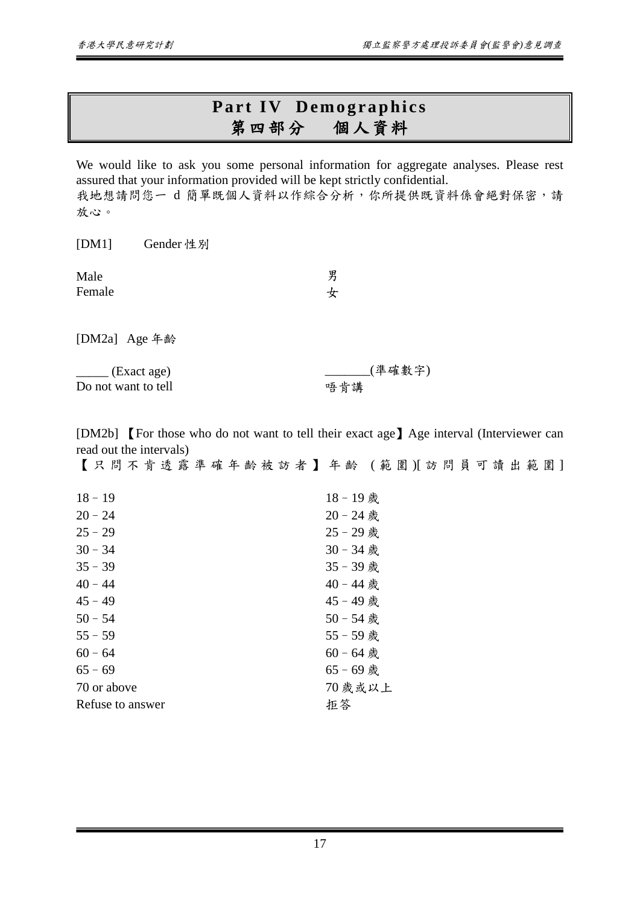# Part IV Demographics
# 第四部分　個人資料

We would like to ask you some personal information for aggregate analyses. Please rest assured that your information provided will be kept strictly confidential.
我地想請問您一 d 簡單既個人資料以作綜合分析，你所提供既資料係會絕對保密，請放心。

[DM1]　Gender 性別

| | |
|---|---|
| Male | 男 |
| Female | 女 |

[DM2a]　Age 年齡

| | |
|---|---|
| _____ (Exact age) | _______(準確數字) |
| Do not want to tell | 唔肯講 |

[DM2b]　【For those who do not want to tell their exact age】Age interval (Interviewer can read out the intervals)
【只問不肯透露準確年齡被訪者】年齡 (範圍)[訪問員可讀出範圍]

| | |
|---|---|
| 18 – 19 | 18 – 19 歲 |
| 20 – 24 | 20 – 24 歲 |
| 25 – 29 | 25 – 29 歲 |
| 30 – 34 | 30 – 34 歲 |
| 35 – 39 | 35 – 39 歲 |
| 40 – 44 | 40 – 44 歲 |
| 45 – 49 | 45 – 49 歲 |
| 50 – 54 | 50 – 54 歲 |
| 55 – 59 | 55 – 59 歲 |
| 60 – 64 | 60 – 64 歲 |
| 65 – 69 | 65 – 69 歲 |
| 70 or above | 70 歲或以上 |
| Refuse to answer | 拒答 |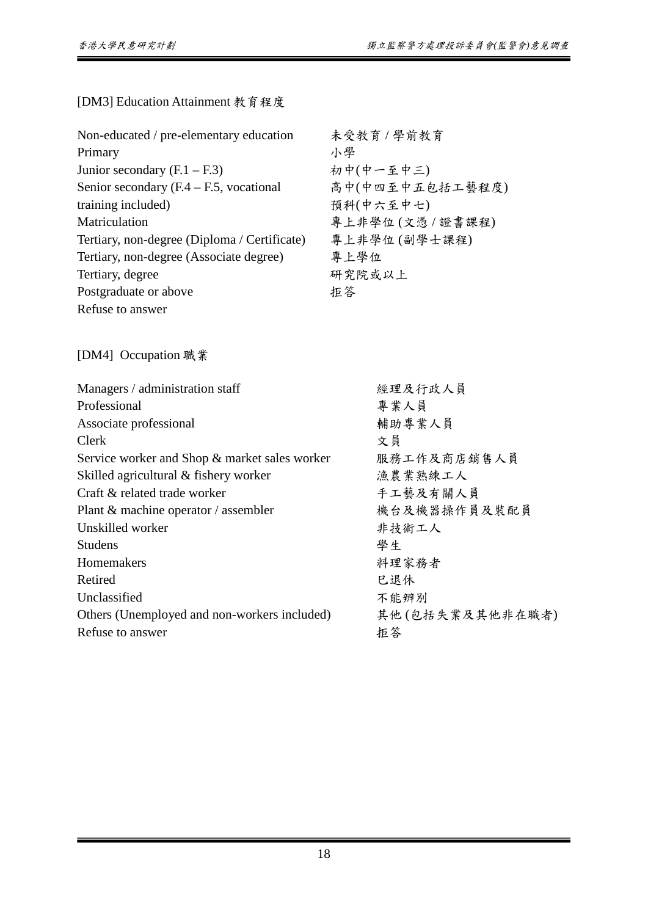[DM3] Education Attainment 教育程度

| | |
|---|---|
| Non-educated / pre-elementary education | 未受教育 / 學前教育 |
| Primary | 小學 |
| Junior secondary (F.1 – F.3) | 初中(中一至中三) |
| Senior secondary (F.4 – F.5, vocational training included) | 高中(中四至中五包括工藝程度) |
| Matriculation | 預科(中六至中七) |
| Tertiary, non-degree (Diploma / Certificate) | 專上非學位 (文憑 / 證書課程) |
| Tertiary, non-degree (Associate degree) | 專上非學位 (副學士課程) |
| Tertiary, degree | 專上學位 |
| Postgraduate or above | 研究院或以上 |
| Refuse to answer | 拒答 |

[DM4] Occupation 職業

| | |
|---|---|
| Managers / administration staff | 經理及行政人員 |
| Professional | 專業人員 |
| Associate professional | 輔助專業人員 |
| Clerk | 文員 |
| Service worker and Shop & market sales worker | 服務工作及商店銷售人員 |
| Skilled agricultural & fishery worker | 漁農業熟練工人 |
| Craft & related trade worker | 手工藝及有關人員 |
| Plant & machine operator / assembler | 機台及機器操作員及裝配員 |
| Unskilled worker | 非技術工人 |
| Studens | 學生 |
| Homemakers | 料理家務者 |
| Retired | 已退休 |
| Unclassified | 不能辨別 |
| Others (Unemployed and non-workers included) | 其他 (包括失業及其他非在職者) |
| Refuse to answer | 拒答 |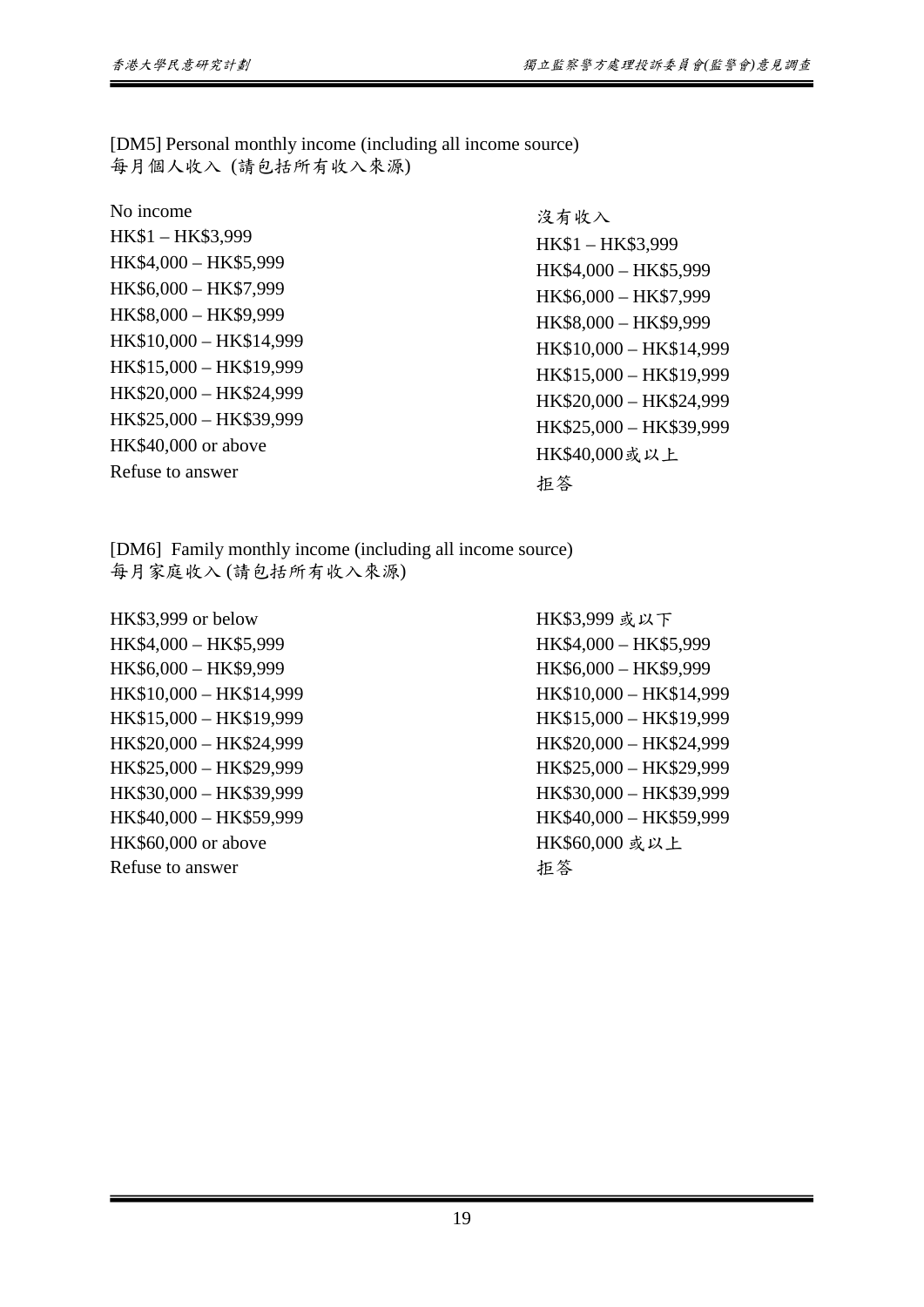[DM5] Personal monthly income (including all income source)
每月個人收入 (請包括所有收入來源)

| English | 中文 |
| --- | --- |
| No income | 沒有收入 |
| HK$1 – HK$3,999 | HK$1 – HK$3,999 |
| HK$4,000 – HK$5,999 | HK$4,000 – HK$5,999 |
| HK$6,000 – HK$7,999 | HK$6,000 – HK$7,999 |
| HK$8,000 – HK$9,999 | HK$8,000 – HK$9,999 |
| HK$10,000 – HK$14,999 | HK$10,000 – HK$14,999 |
| HK$15,000 – HK$19,999 | HK$15,000 – HK$19,999 |
| HK$20,000 – HK$24,999 | HK$20,000 – HK$24,999 |
| HK$25,000 – HK$39,999 | HK$25,000 – HK$39,999 |
| HK$40,000 or above | HK$40,000或以上 |
| Refuse to answer | 拒答 |

[DM6] Family monthly income (including all income source)
每月家庭收入 (請包括所有收入來源)

| English | 中文 |
| --- | --- |
| HK$3,999 or below | HK$3,999 或以下 |
| HK$4,000 – HK$5,999 | HK$4,000 – HK$5,999 |
| HK$6,000 – HK$9,999 | HK$6,000 – HK$9,999 |
| HK$10,000 – HK$14,999 | HK$10,000 – HK$14,999 |
| HK$15,000 – HK$19,999 | HK$15,000 – HK$19,999 |
| HK$20,000 – HK$24,999 | HK$20,000 – HK$24,999 |
| HK$25,000 – HK$29,999 | HK$25,000 – HK$29,999 |
| HK$30,000 – HK$39,999 | HK$30,000 – HK$39,999 |
| HK$40,000 – HK$59,999 | HK$40,000 – HK$59,999 |
| HK$60,000 or above | HK$60,000 或以上 |
| Refuse to answer | 拒答 |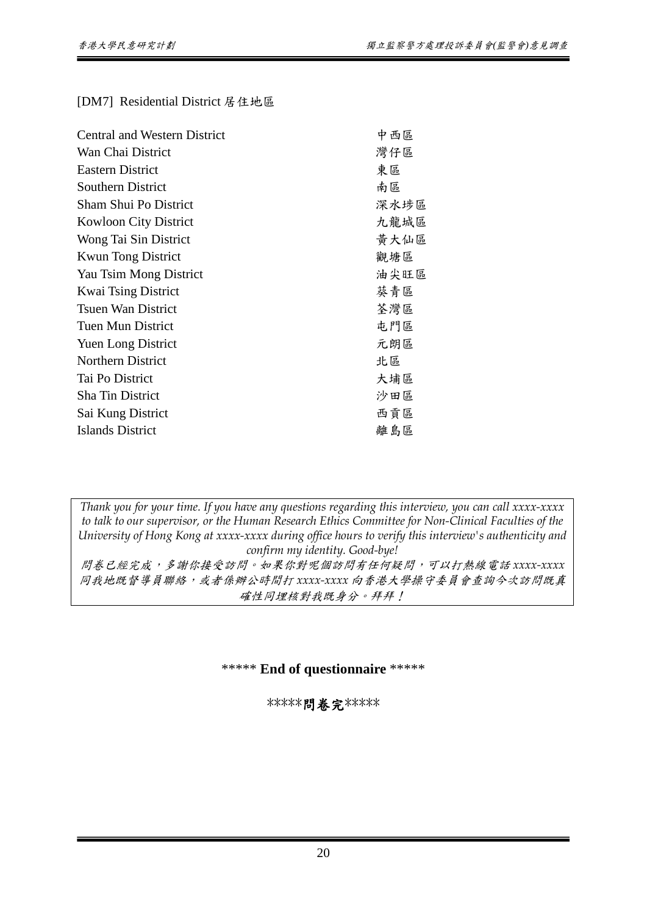[DM7] Residential District 居住地區

| | |
|---|---|
| Central and Western District | 中西區 |
| Wan Chai District | 灣仔區 |
| Eastern District | 東區 |
| Southern District | 南區 |
| Sham Shui Po District | 深水埗區 |
| Kowloon City District | 九龍城區 |
| Wong Tai Sin District | 黃大仙區 |
| Kwun Tong District | 觀塘區 |
| Yau Tsim Mong District | 油尖旺區 |
| Kwai Tsing District | 葵青區 |
| Tsuen Wan District | 荃灣區 |
| Tuen Mun District | 屯門區 |
| Yuen Long District | 元朗區 |
| Northern District | 北區 |
| Tai Po District | 大埔區 |
| Sha Tin District | 沙田區 |
| Sai Kung District | 西貢區 |
| Islands District | 離島區 |

*Thank you for your time. If you have any questions regarding this interview, you can call xxxx-xxxx to talk to our supervisor, or the Human Research Ethics Committee for Non-Clinical Faculties of the University of Hong Kong at xxxx-xxxx during office hours to verify this interview's authenticity and confirm my identity. Good-bye!*

*問卷已經完成，多謝你接受訪問。如果你對呢個訪問有任何疑問，可以打熱線電話 xxxx-xxxx 同我地既督導員聯絡，或者係辦公時間打 xxxx-xxxx 向香港大學操守委員會查詢今次訪問既真確性同埋核對我既身分。拜拜！*

***** **End of questionnaire** *****

*****問卷完*****